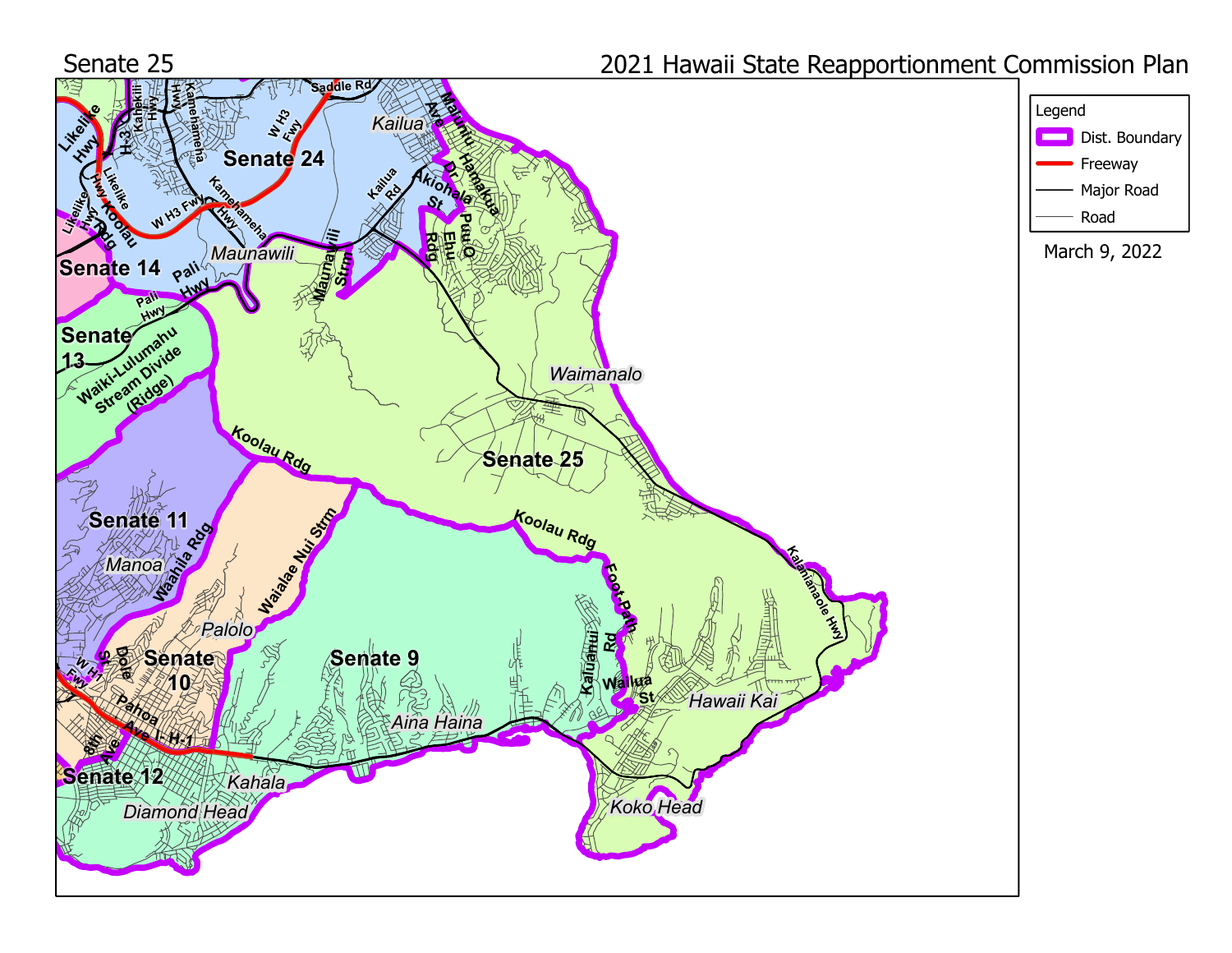# Senate 25

## 2021 Hawaii State Reapportionment Commission Plan

**Legend**

- Dist. Boundary
- Freeway
- Major Road
- Road

March 9, 2022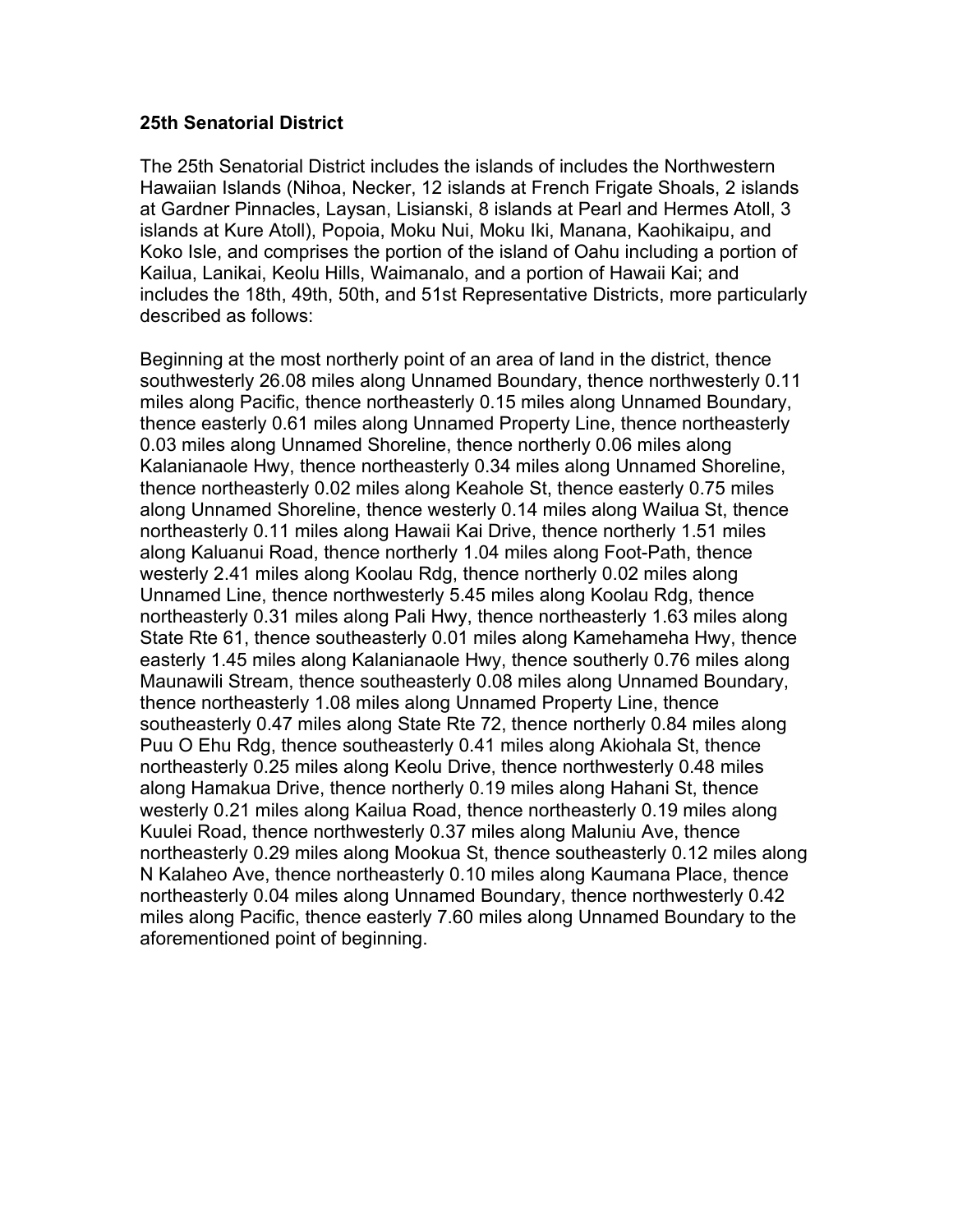**25th Senatorial District**

The 25th Senatorial District includes the islands of includes the Northwestern Hawaiian Islands (Nihoa, Necker, 12 islands at French Frigate Shoals, 2 islands at Gardner Pinnacles, Laysan, Lisianski, 8 islands at Pearl and Hermes Atoll, 3 islands at Kure Atoll), Popoia, Moku Nui, Moku Iki, Manana, Kaohikaipu, and Koko Isle, and comprises the portion of the island of Oahu including a portion of Kailua, Lanikai, Keolu Hills, Waimanalo, and a portion of Hawaii Kai; and includes the 18th, 49th, 50th, and 51st Representative Districts, more particularly described as follows:

Beginning at the most northerly point of an area of land in the district, thence southwesterly 26.08 miles along Unnamed Boundary, thence northwesterly 0.11 miles along Pacific, thence northeasterly 0.15 miles along Unnamed Boundary, thence easterly 0.61 miles along Unnamed Property Line, thence northeasterly 0.03 miles along Unnamed Shoreline, thence northerly 0.06 miles along Kalanianaole Hwy, thence northeasterly 0.34 miles along Unnamed Shoreline, thence northeasterly 0.02 miles along Keahole St, thence easterly 0.75 miles along Unnamed Shoreline, thence westerly 0.14 miles along Wailua St, thence northeasterly 0.11 miles along Hawaii Kai Drive, thence northerly 1.51 miles along Kaluanui Road, thence northerly 1.04 miles along Foot-Path, thence westerly 2.41 miles along Koolau Rdg, thence northerly 0.02 miles along Unnamed Line, thence northwesterly 5.45 miles along Koolau Rdg, thence northeasterly 0.31 miles along Pali Hwy, thence northeasterly 1.63 miles along State Rte 61, thence southeasterly 0.01 miles along Kamehameha Hwy, thence easterly 1.45 miles along Kalanianaole Hwy, thence southerly 0.76 miles along Maunawili Stream, thence southeasterly 0.08 miles along Unnamed Boundary, thence northeasterly 1.08 miles along Unnamed Property Line, thence southeasterly 0.47 miles along State Rte 72, thence northerly 0.84 miles along Puu O Ehu Rdg, thence southeasterly 0.41 miles along Akiohala St, thence northeasterly 0.25 miles along Keolu Drive, thence northwesterly 0.48 miles along Hamakua Drive, thence northerly 0.19 miles along Hahani St, thence westerly 0.21 miles along Kailua Road, thence northeasterly 0.19 miles along Kuulei Road, thence northwesterly 0.37 miles along Maluniu Ave, thence northeasterly 0.29 miles along Mookua St, thence southeasterly 0.12 miles along N Kalaheo Ave, thence northeasterly 0.10 miles along Kaumana Place, thence northeasterly 0.04 miles along Unnamed Boundary, thence northwesterly 0.42 miles along Pacific, thence easterly 7.60 miles along Unnamed Boundary to the aforementioned point of beginning.